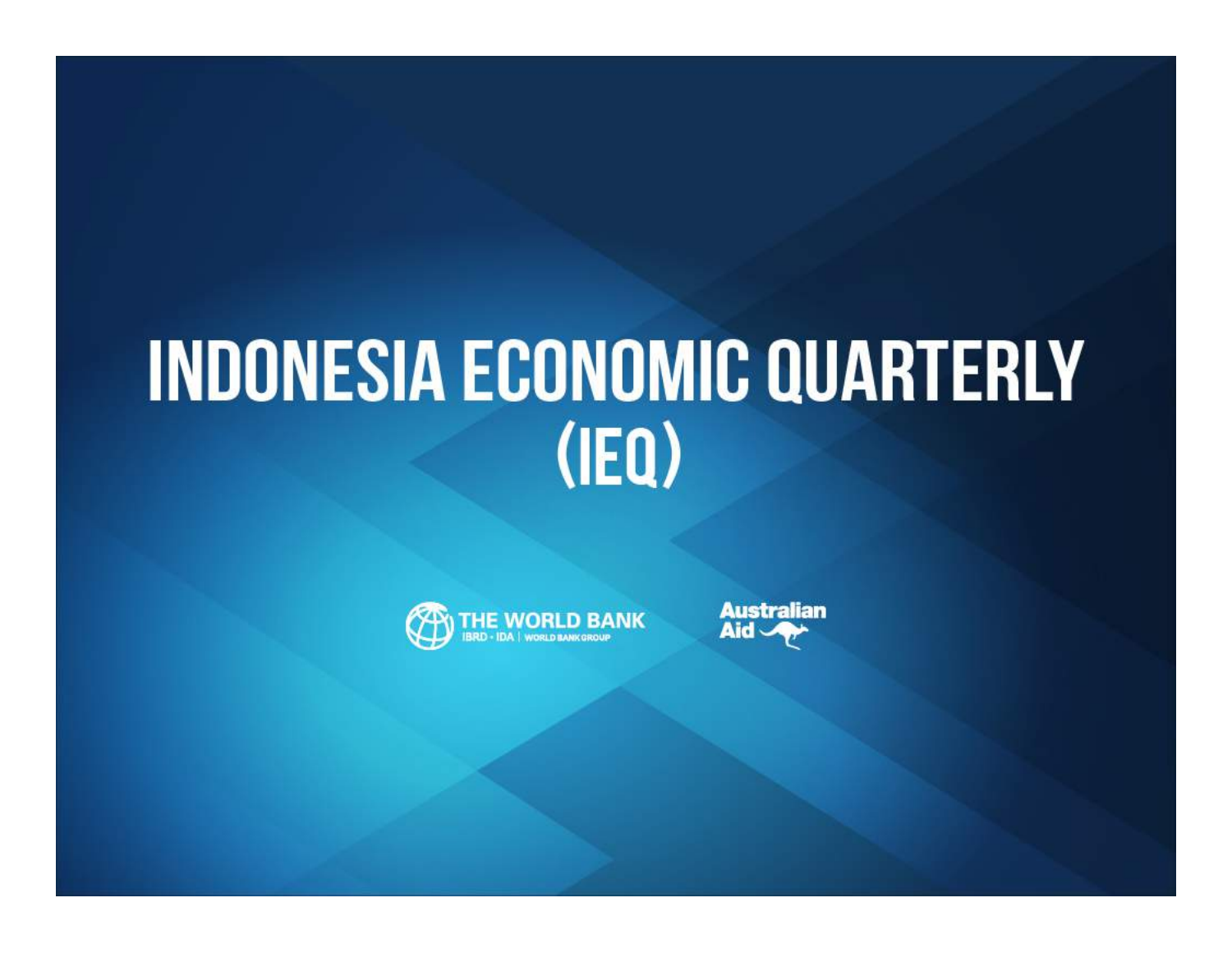# INDONESIA ECONOMIC QUARTERLY (IEQ)

THE WORLD BANK
IBRD · IDA | WORLD BANK GROUP

Australian Aid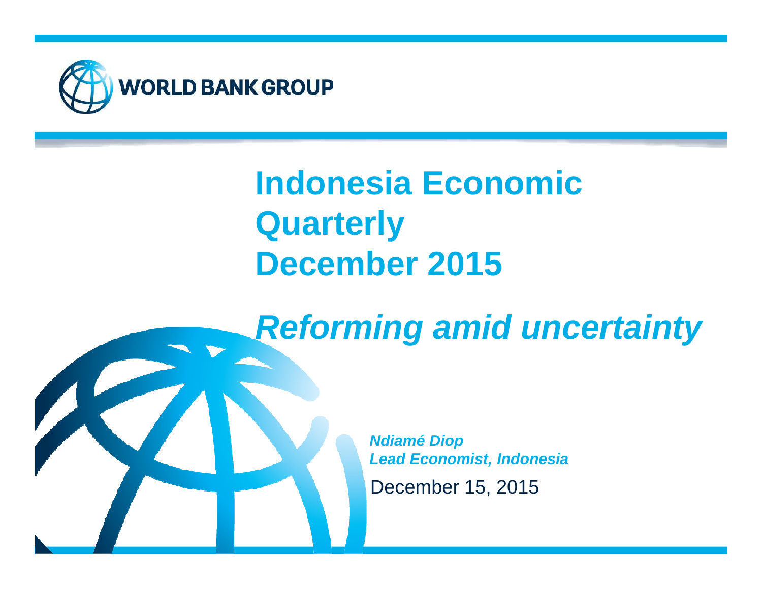WORLD BANK GROUP

# Indonesia Economic Quarterly December 2015

## *Reforming amid uncertainty*

***Ndiamé Diop***
***Lead Economist, Indonesia***

December 15, 2015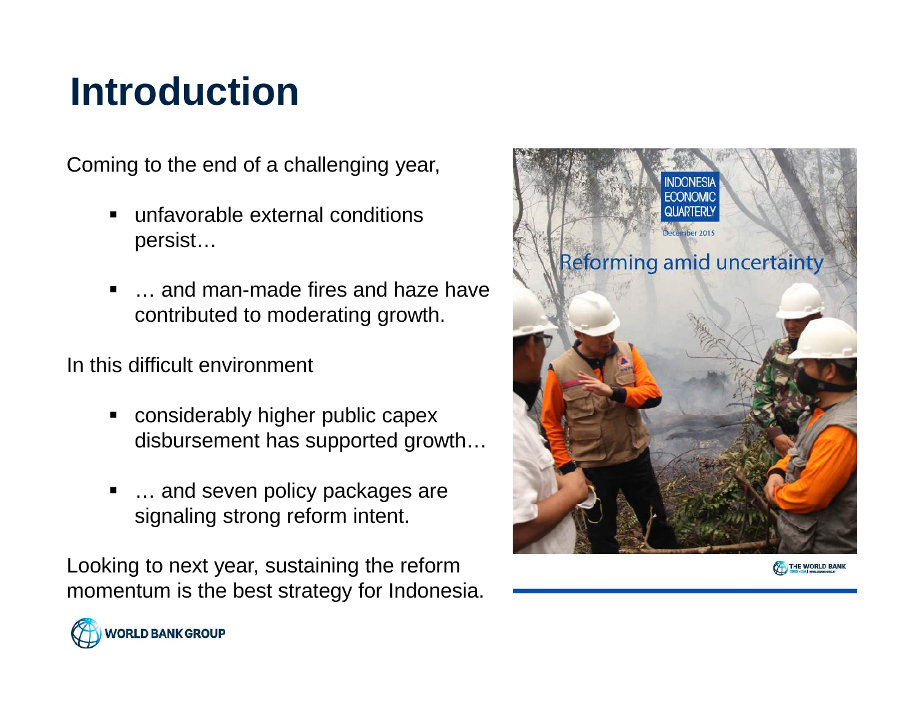# Introduction

Coming to the end of a challenging year,

- unfavorable external conditions persist…
- … and man-made fires and haze have contributed to moderating growth.

In this difficult environment

- considerably higher public capex disbursement has supported growth…
- … and seven policy packages are signaling strong reform intent.

Looking to next year, sustaining the reform momentum is the best strategy for Indonesia.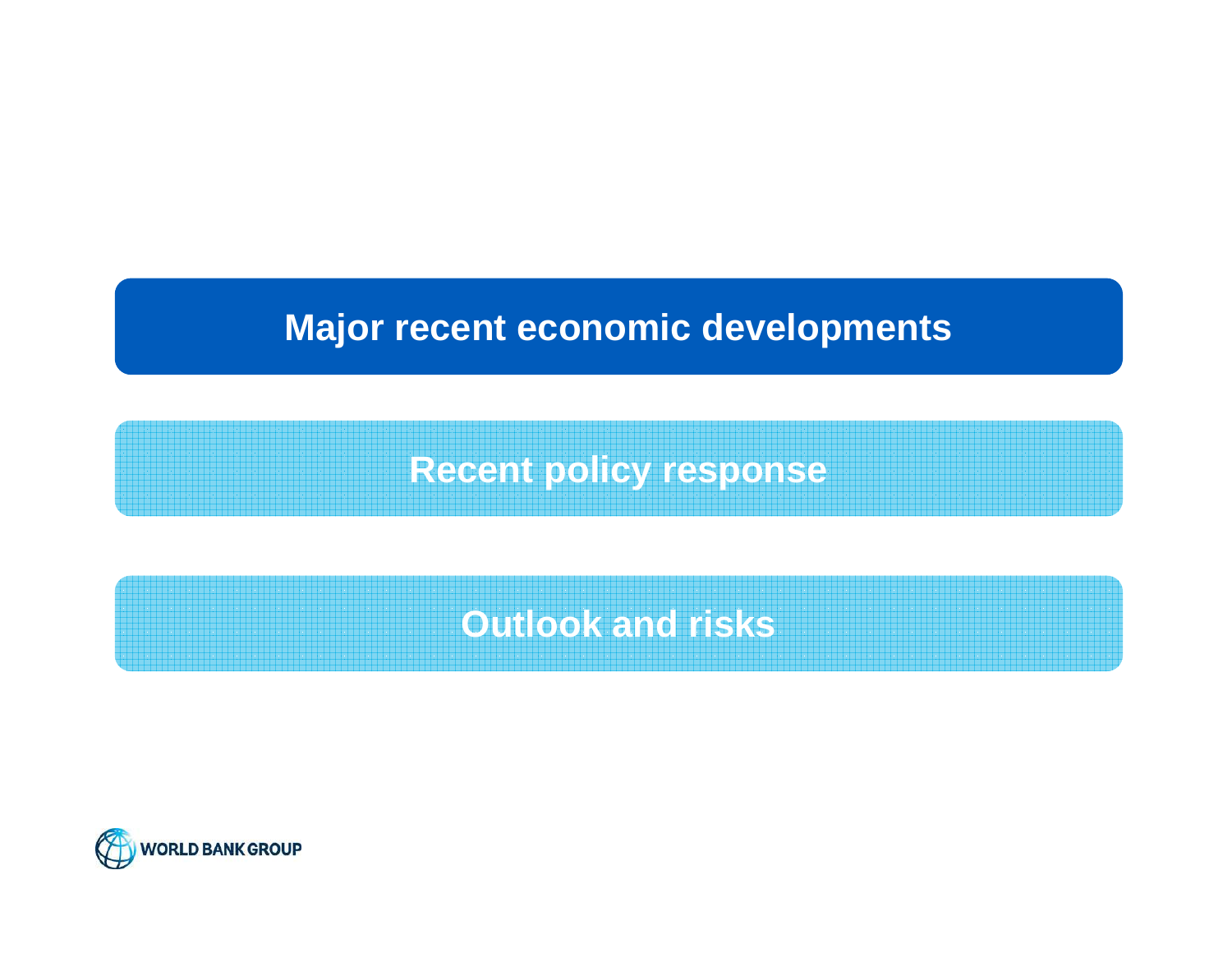## Major recent economic developments

## Recent policy response

## Outlook and risks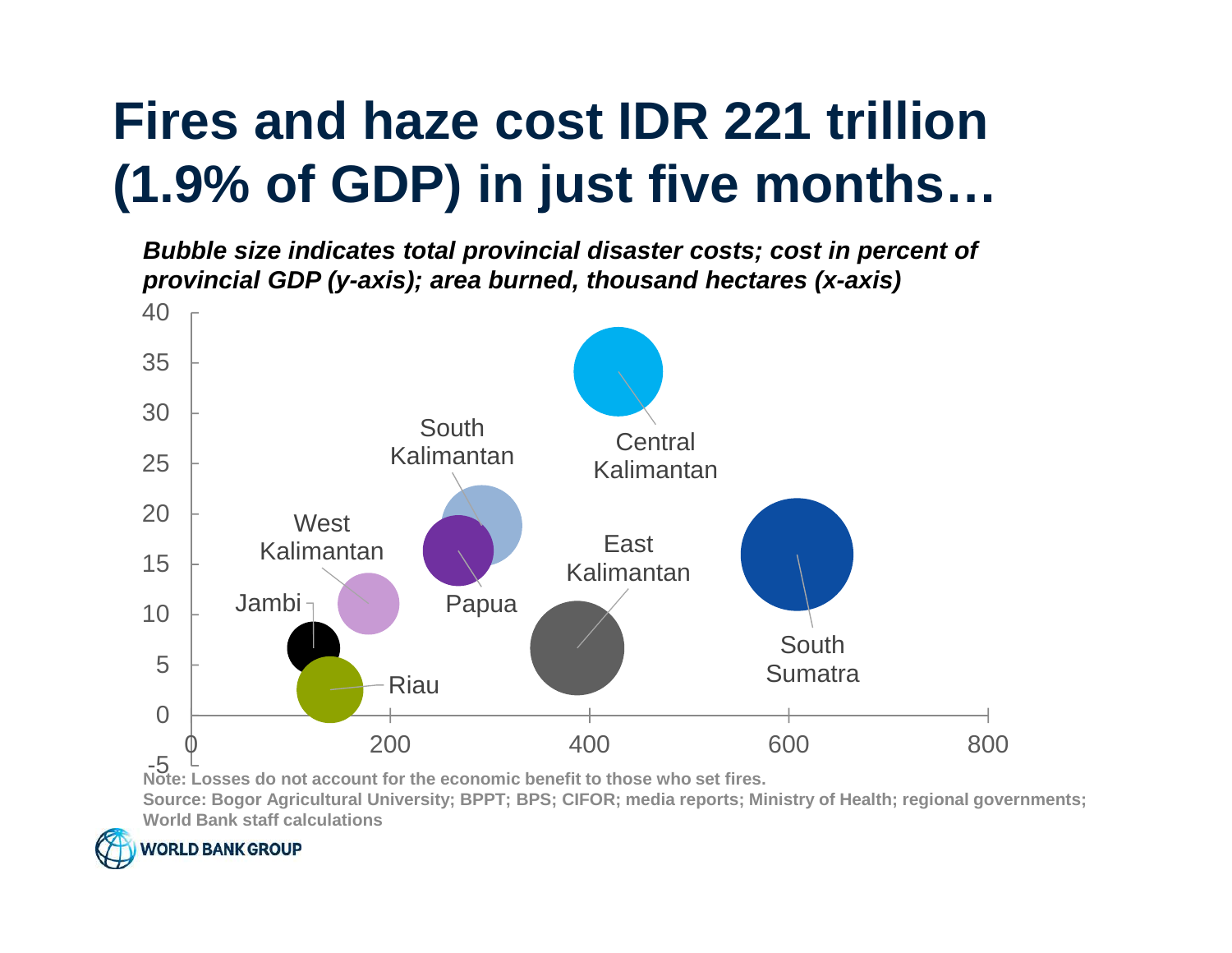# Fires and haze cost IDR 221 trillion (1.9% of GDP) in just five months…

***Bubble size indicates total provincial disaster costs; cost in percent of provincial GDP (y-axis); area burned, thousand hectares (x-axis)***

**Note: Losses do not account for the economic benefit to those who set fires.**

**Source: Bogor Agricultural University; BPPT; BPS; CIFOR; media reports; Ministry of Health; regional governments; World Bank staff calculations**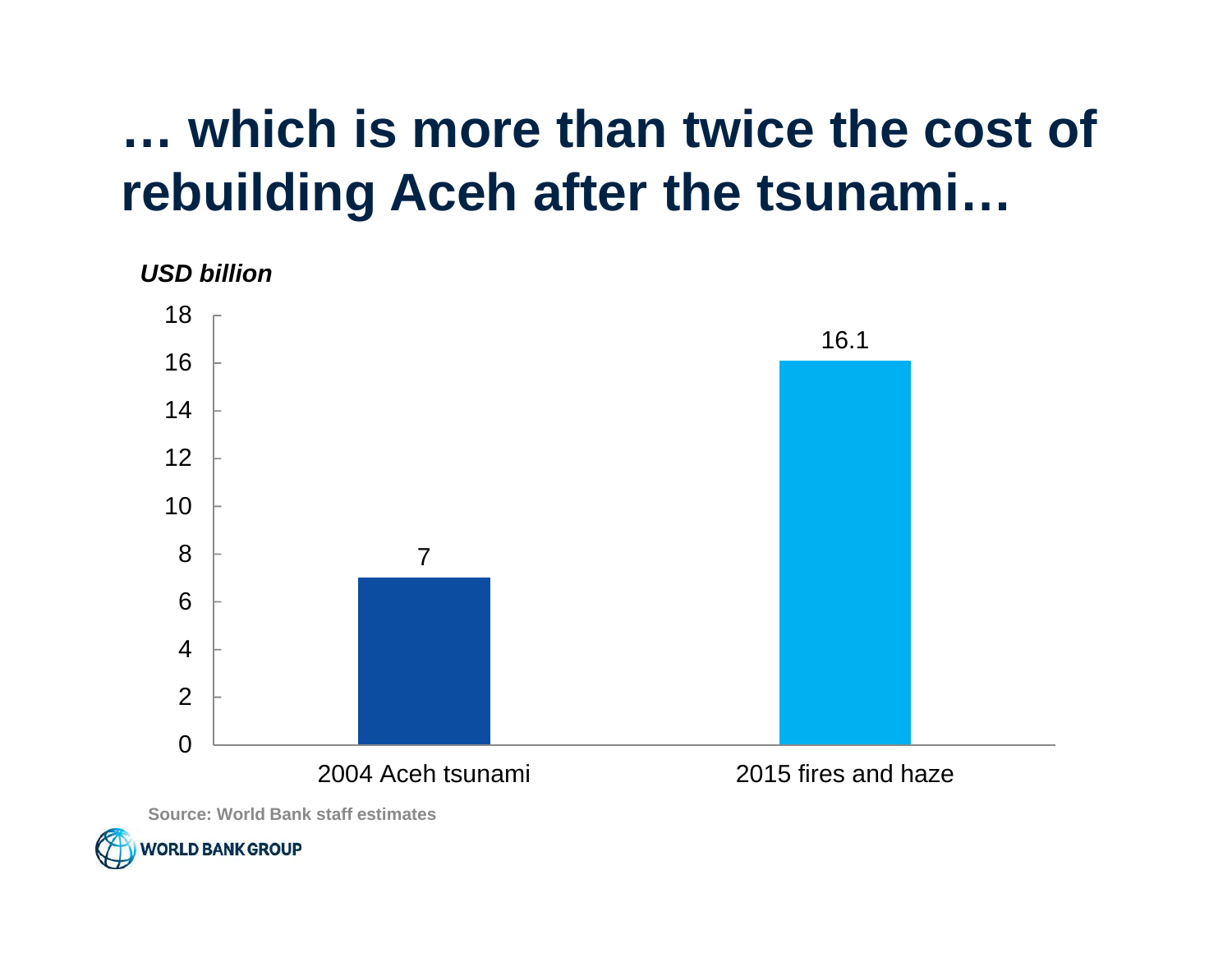# … which is more than twice the cost of rebuilding Aceh after the tsunami…

*USD billion*

| | USD billion |
|---|---|
| 2004 Aceh tsunami | 7 |
| 2015 fires and haze | 16.1 |

Source: World Bank staff estimates

WORLD BANK GROUP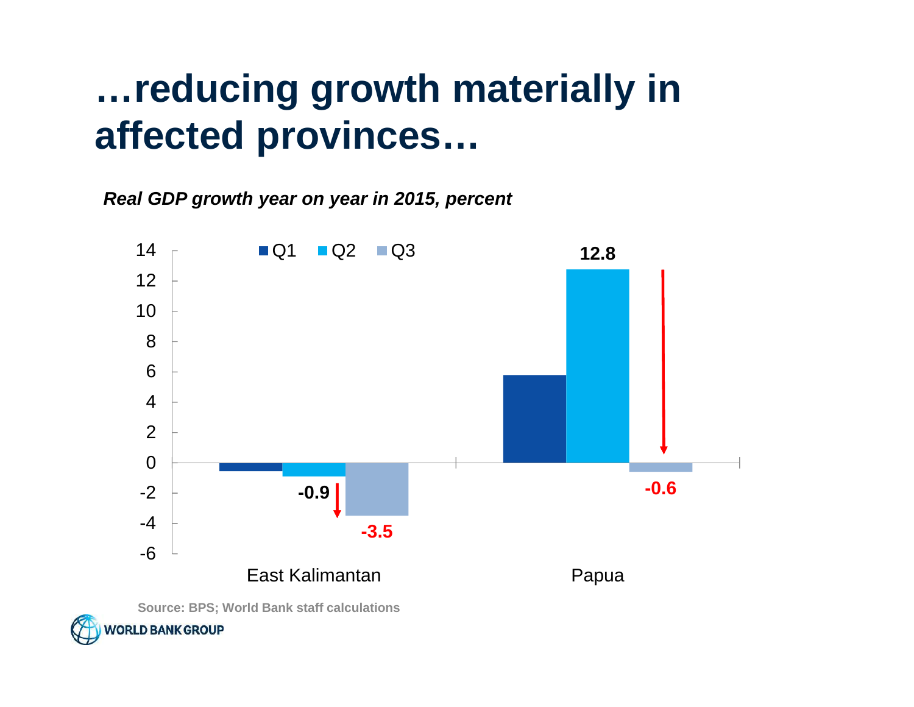# …reducing growth materially in affected provinces…

*Real GDP growth year on year in 2015, percent*

| | Q1 | Q2 | Q3 |
|---|---|---|---|
| East Kalimantan | | -0.9 | -3.5 |
| Papua | | 12.8 | -0.6 |

Source: BPS; World Bank staff calculations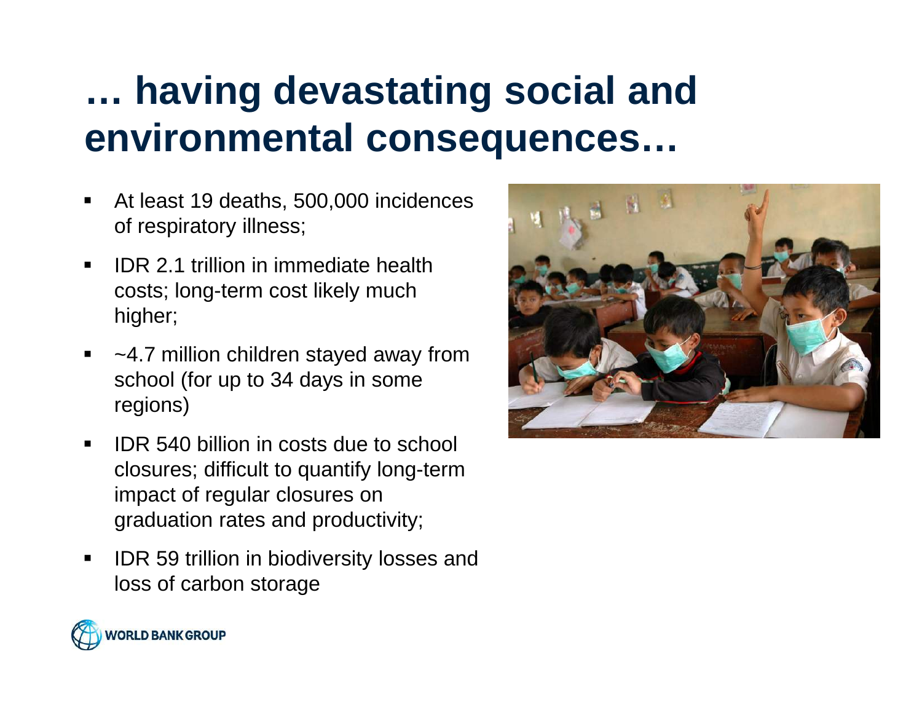# … having devastating social and environmental consequences…

- At least 19 deaths, 500,000 incidences of respiratory illness;
- IDR 2.1 trillion in immediate health costs; long-term cost likely much higher;
- ~4.7 million children stayed away from school (for up to 34 days in some regions)
- IDR 540 billion in costs due to school closures; difficult to quantify long-term impact of regular closures on graduation rates and productivity;
- IDR 59 trillion in biodiversity losses and loss of carbon storage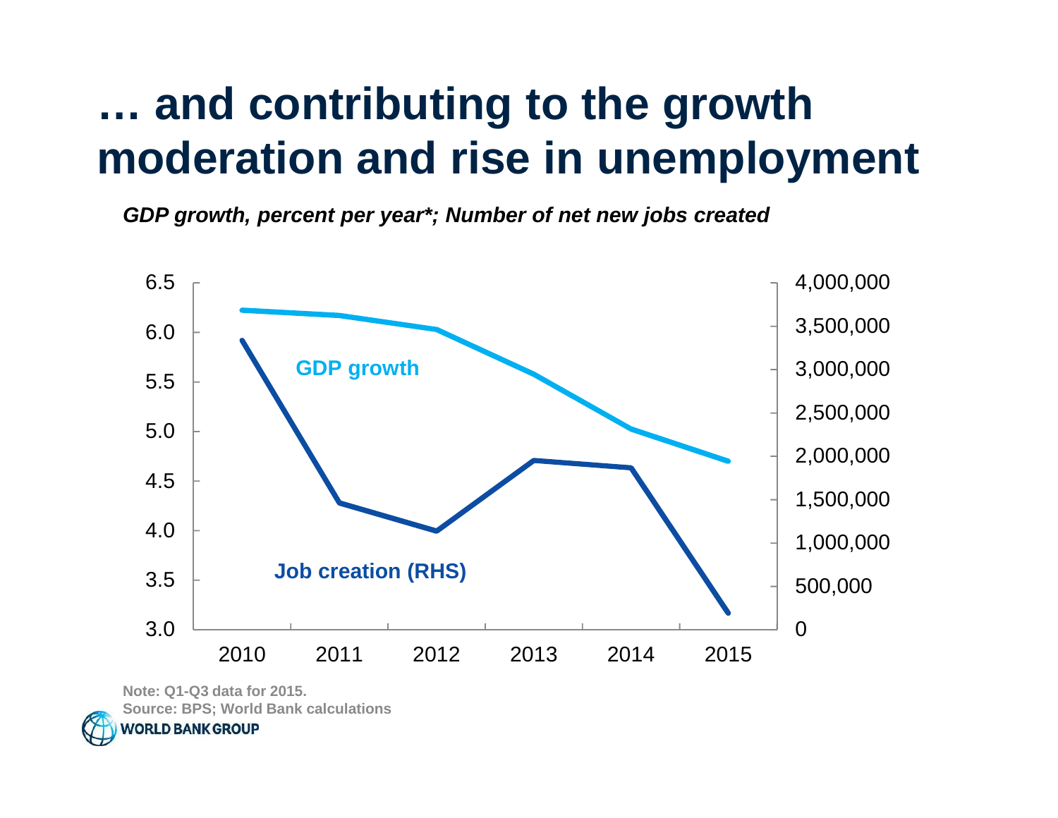# … and contributing to the growth moderation and rise in unemployment

***GDP growth, percent per year*; Number of net new jobs created***

Note: Q1-Q3 data for 2015.
Source: BPS; World Bank calculations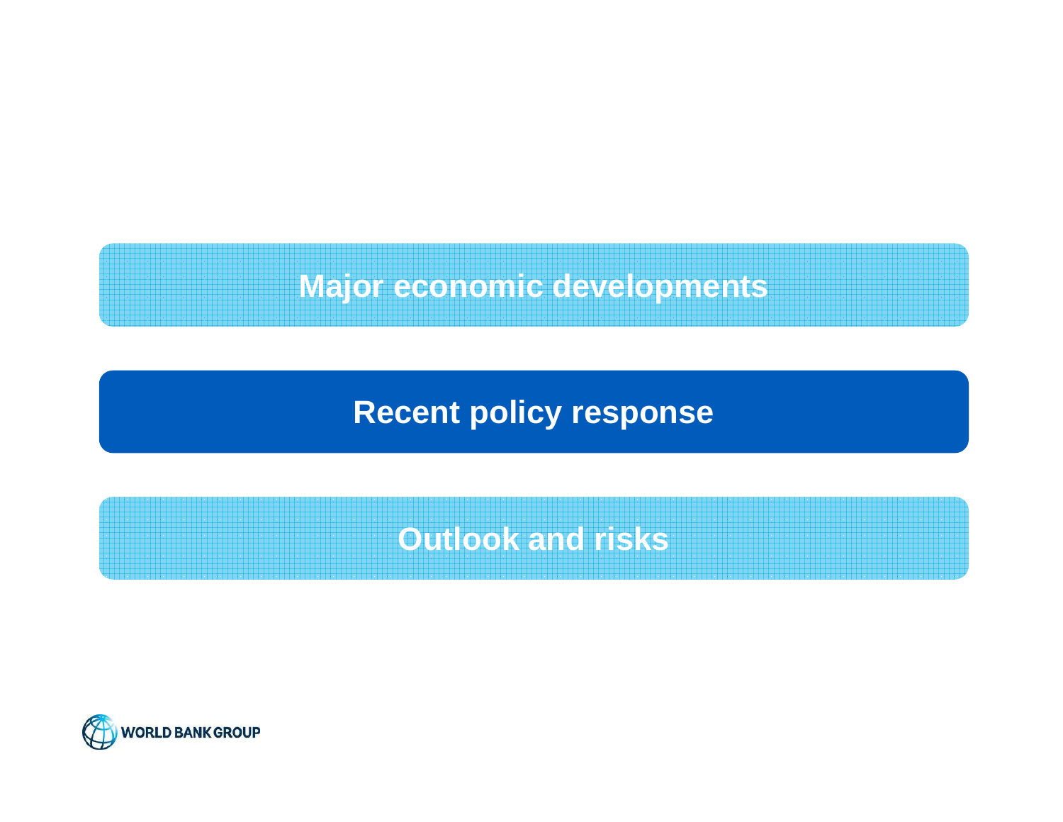Major economic developments

**Recent policy response**

Outlook and risks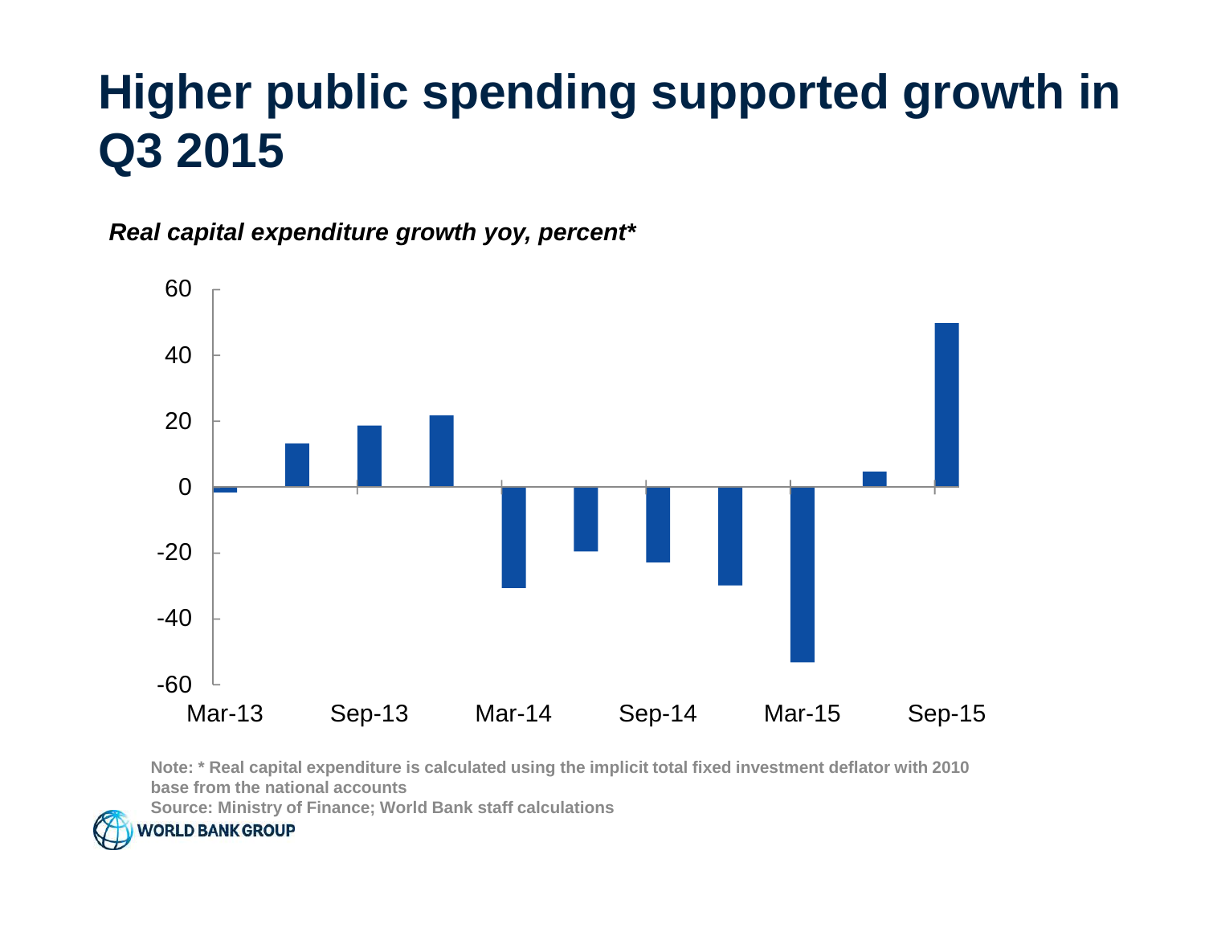# Higher public spending supported growth in Q3 2015

*Real capital expenditure growth yoy, percent**

Note: * Real capital expenditure is calculated using the implicit total fixed investment deflator with 2010 base from the national accounts

Source: Ministry of Finance; World Bank staff calculations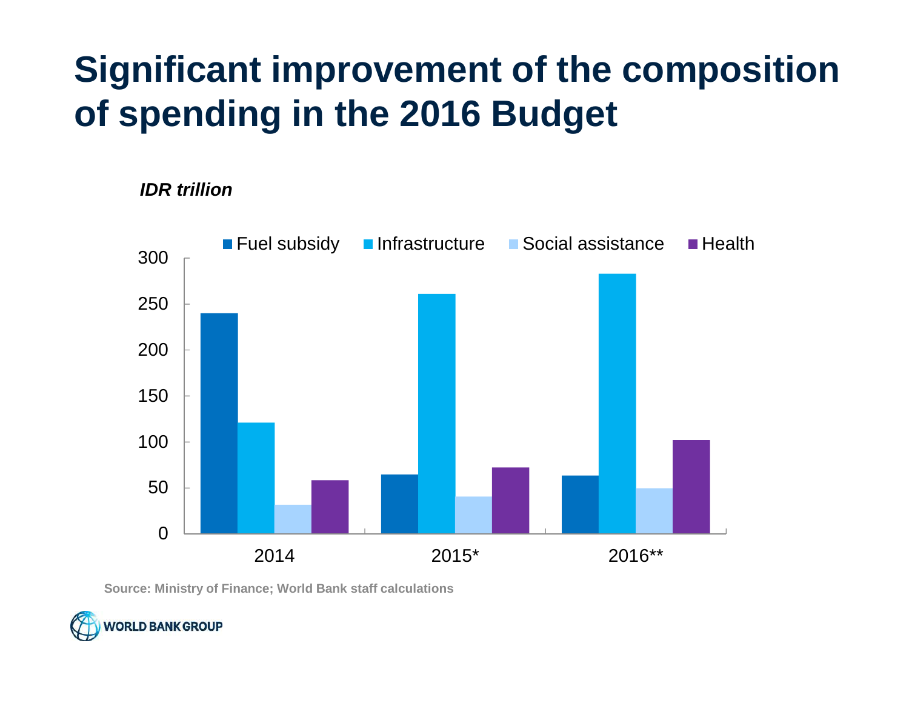# Significant improvement of the composition of spending in the 2016 Budget

*IDR trillion*

| | Fuel subsidy | Infrastructure | Social assistance | Health |
|---|---|---|---|---|
| 2014 | 240 | 121 | 31 | 58 |
| 2015* | 64 | 261 | 40 | 72 |
| 2016** | 63 | 283 | 49 | 102 |

Source: Ministry of Finance; World Bank staff calculations

WORLD BANK GROUP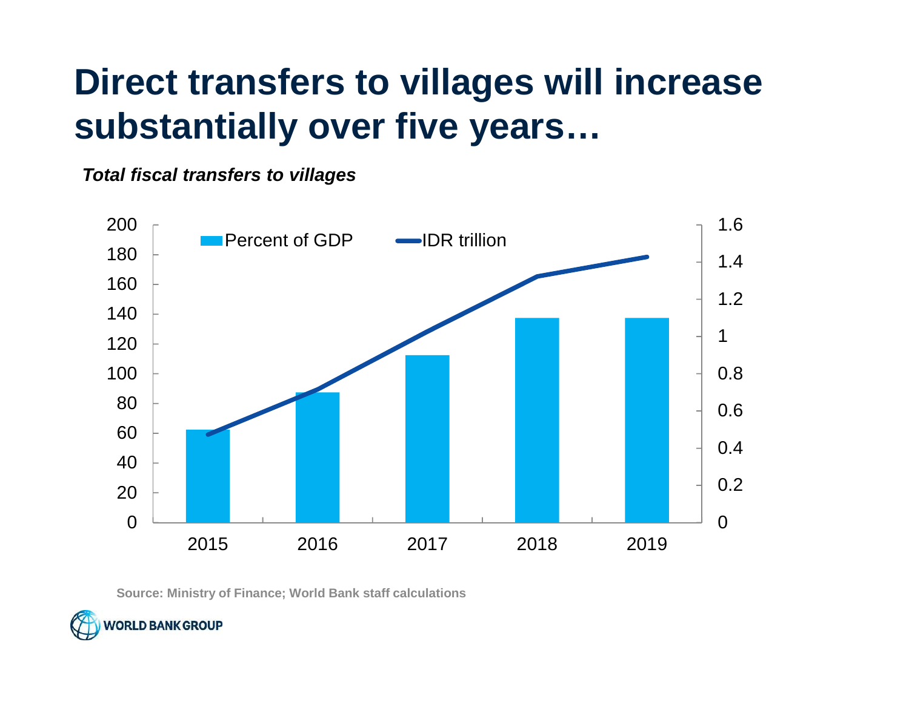# Direct transfers to villages will increase substantially over five years…

***Total fiscal transfers to villages***

Source: Ministry of Finance; World Bank staff calculations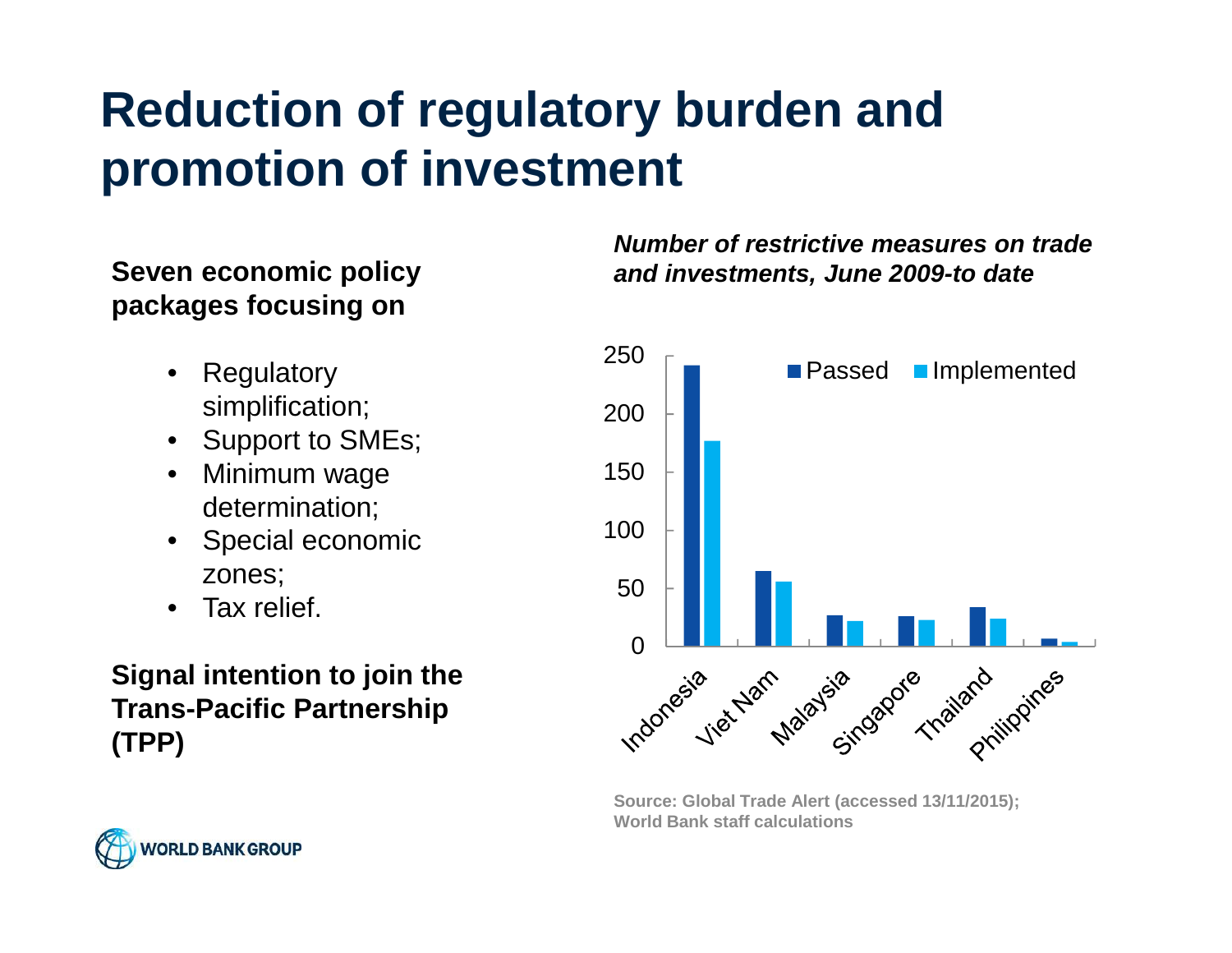# Reduction of regulatory burden and promotion of investment

**Seven economic policy packages focusing on**

- Regulatory simplification;
- Support to SMEs;
- Minimum wage determination;
- Special economic zones;
- Tax relief.

**Signal intention to join the Trans-Pacific Partnership (TPP)**

***Number of restrictive measures on trade and investments, June 2009-to date***

| Country | Passed | Implemented |
|---|---|---|
| Indonesia | 241 | 176 |
| Viet Nam | 65 | 55 |
| Malaysia | 26 | 21 |
| Singapore | 25 | 22 |
| Thailand | 33 | 23 |
| Philippines | 6 | 3 |

Source: Global Trade Alert (accessed 13/11/2015); World Bank staff calculations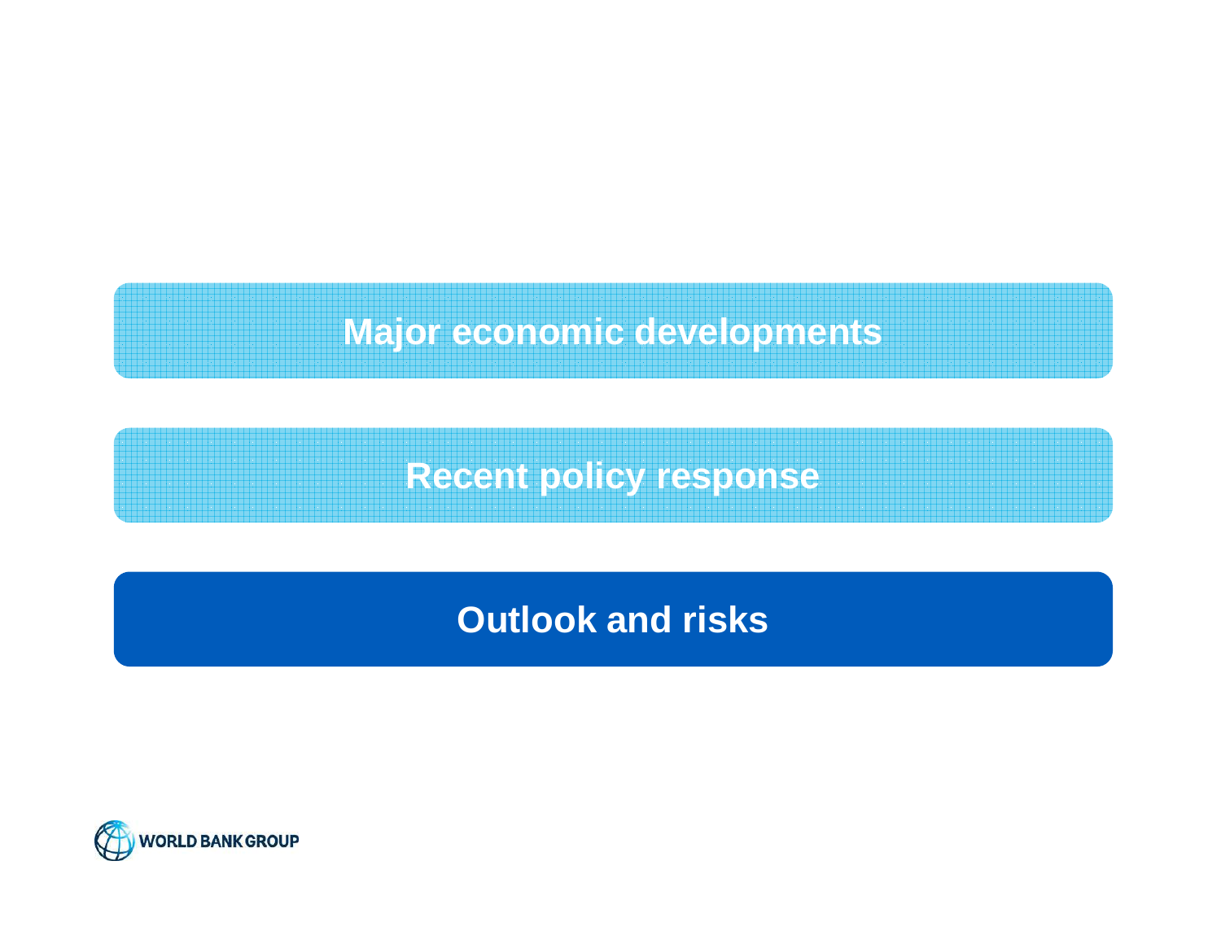Major economic developments

Recent policy response

## Outlook and risks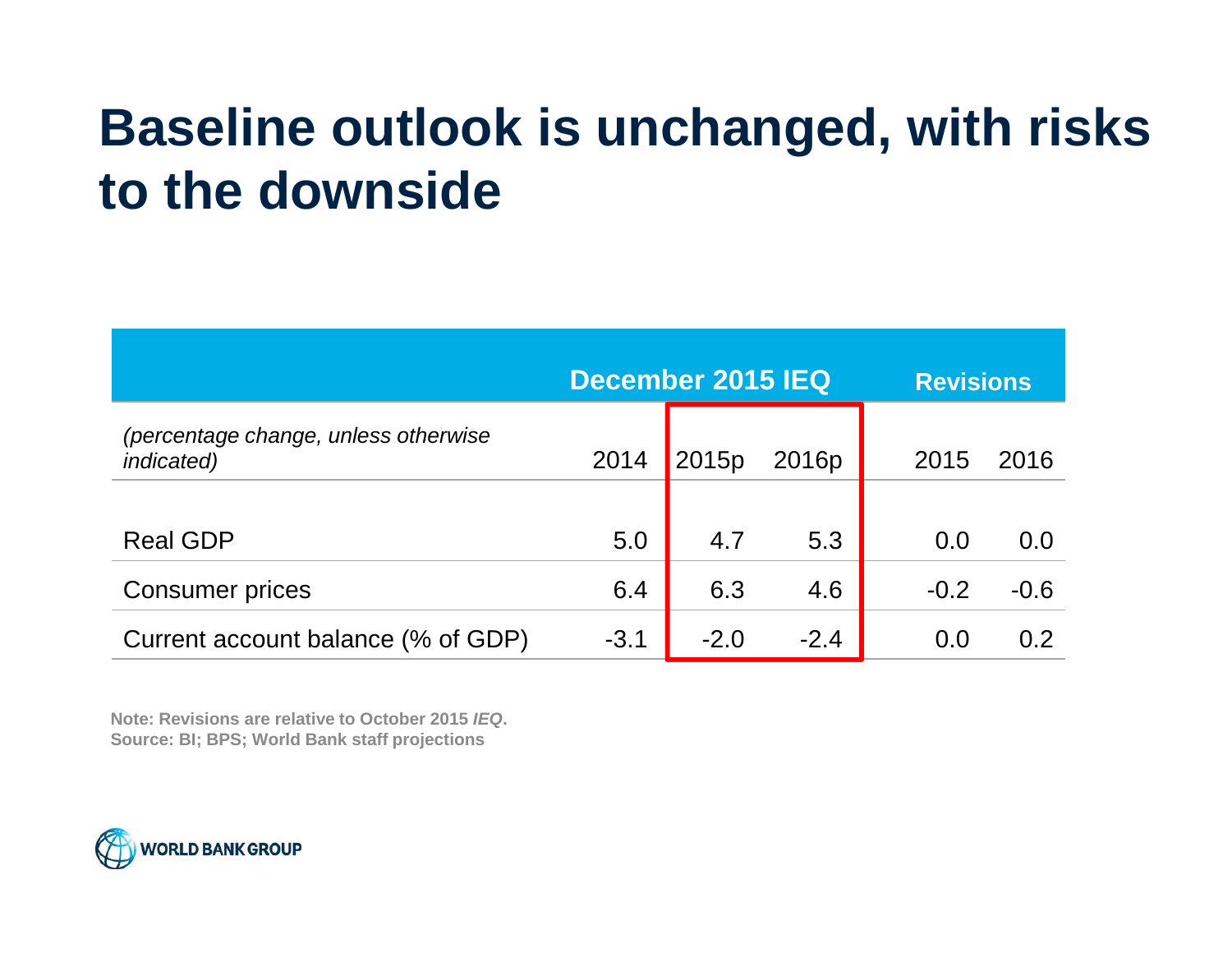# Baseline outlook is unchanged, with risks to the downside

| | December 2015 IEQ | | | Revisions | |
|---|---|---|---|---|---|
| *(percentage change, unless otherwise indicated)* | 2014 | 2015p | 2016p | 2015 | 2016 |
| Real GDP | 5.0 | 4.7 | 5.3 | 0.0 | 0.0 |
| Consumer prices | 6.4 | 6.3 | 4.6 | -0.2 | -0.6 |
| Current account balance (% of GDP) | -3.1 | -2.0 | -2.4 | 0.0 | 0.2 |

**Note: Revisions are relative to October 2015 *IEQ*.**
**Source: BI; BPS; World Bank staff projections**

WORLD BANK GROUP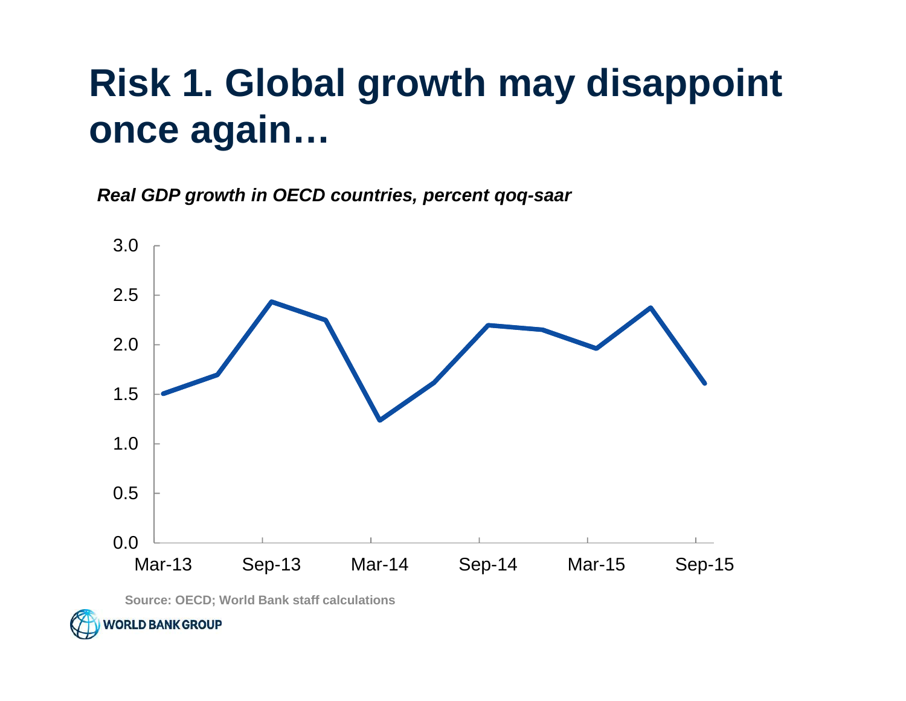# Risk 1. Global growth may disappoint once again…

***Real GDP growth in OECD countries, percent qoq-saar***

**Source: OECD; World Bank staff calculations**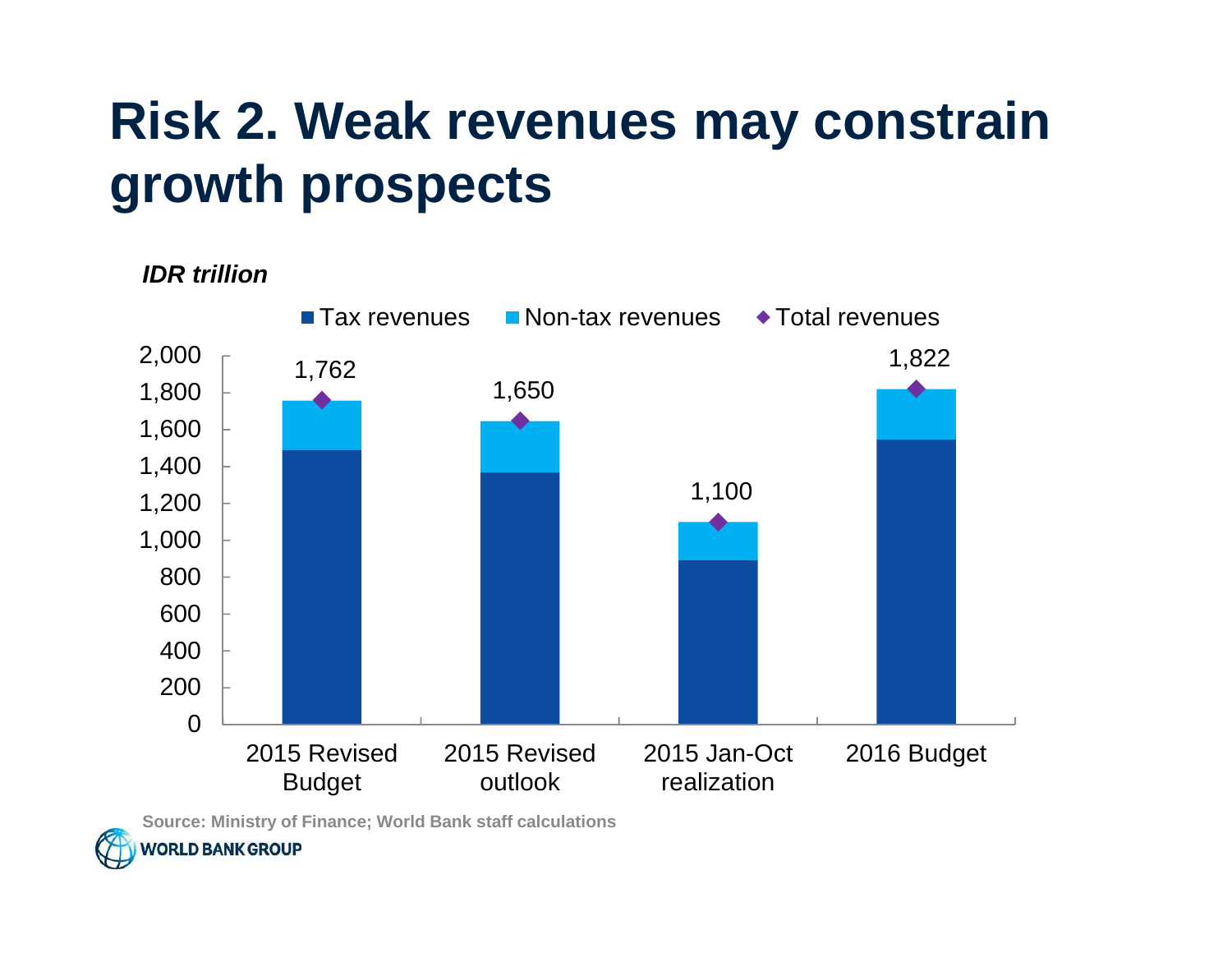# Risk 2. Weak revenues may constrain growth prospects

*IDR trillion*

| | Total revenues |
|---|---|
| 2015 Revised Budget | 1,762 |
| 2015 Revised outlook | 1,650 |
| 2015 Jan-Oct realization | 1,100 |
| 2016 Budget | 1,822 |

Legend: Tax revenues; Non-tax revenues; Total revenues

Source: Ministry of Finance; World Bank staff calculations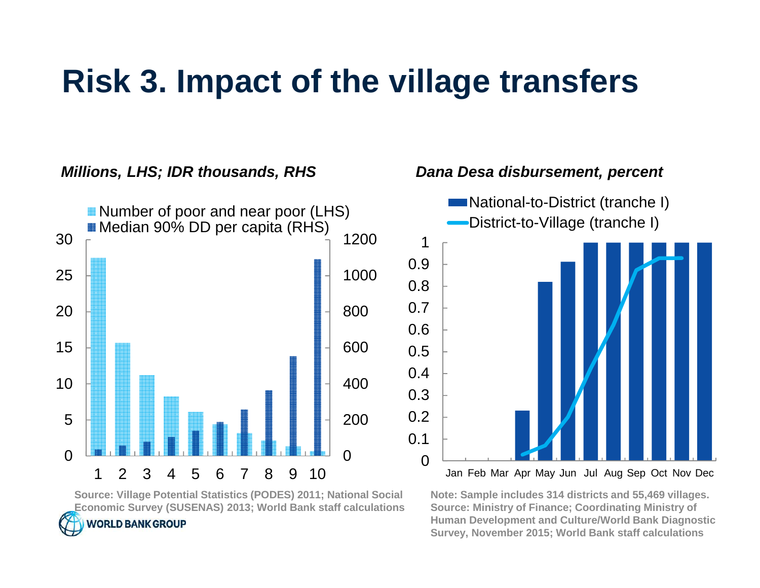# Risk 3. Impact of the village transfers

*Millions, LHS; IDR thousands, RHS*

Source: Village Potential Statistics (PODES) 2011; National Social Economic Survey (SUSENAS) 2013; World Bank staff calculations

*Dana Desa disbursement, percent*

Note: Sample includes 314 districts and 55,469 villages. Source: Ministry of Finance; Coordinating Ministry of Human Development and Culture/World Bank Diagnostic Survey, November 2015; World Bank staff calculations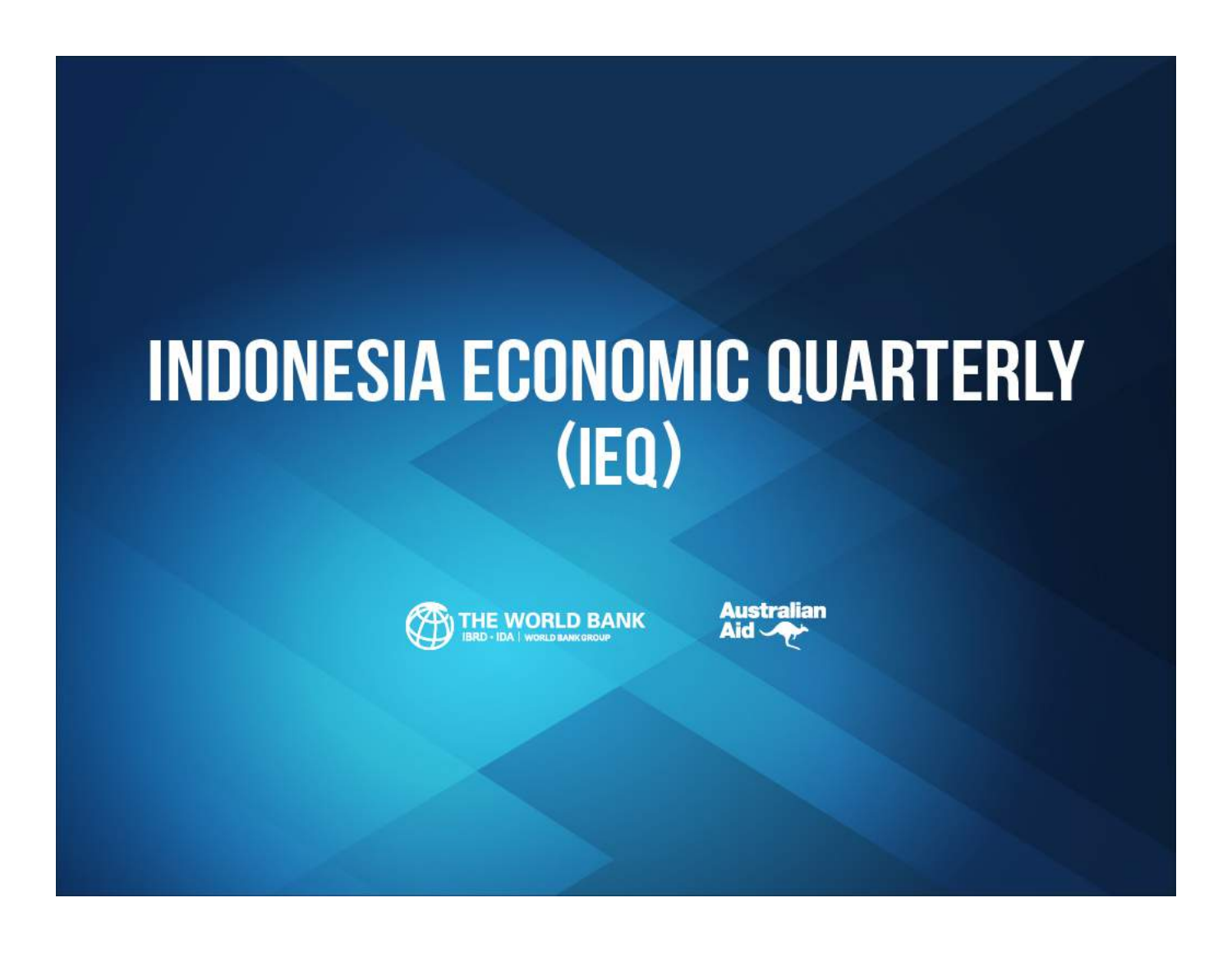# INDONESIA ECONOMIC QUARTERLY (IEQ)

THE WORLD BANK
IBRD · IDA | WORLD BANK GROUP

Australian Aid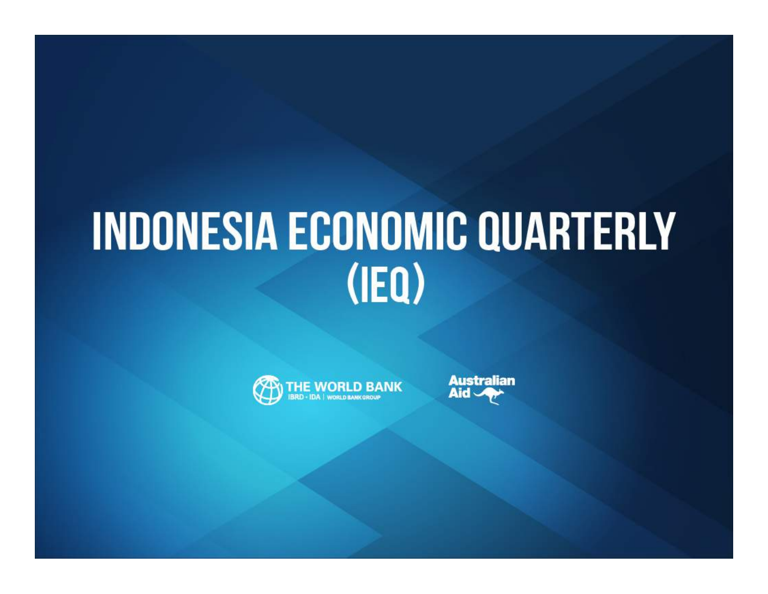# INDONESIA ECONOMIC QUARTERLY (IEQ)

THE WORLD BANK
IBRD • IDA | WORLD BANK GROUP

Australian Aid